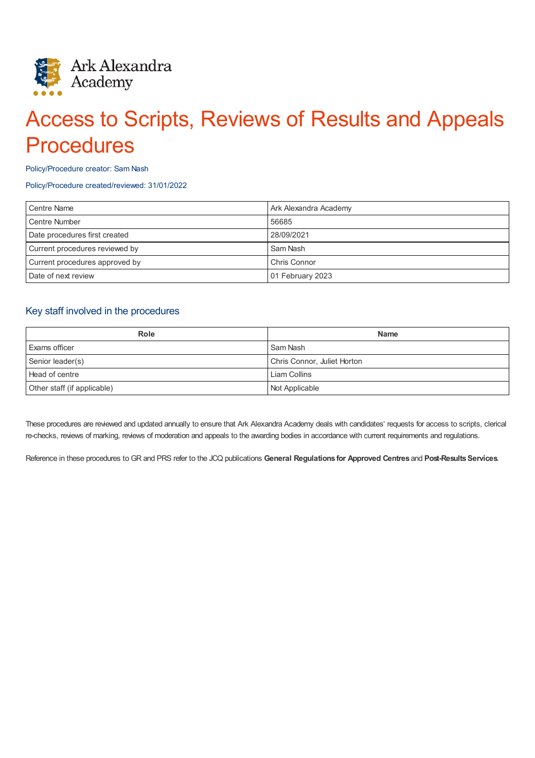Ark Alexandra Academy

# Access to Scripts, Reviews of Results and Appeals Procedures

Policy/Procedure creator: Sam Nash

Policy/Procedure created/reviewed: 31/01/2022

| | |
|---|---|
| Centre Name | Ark Alexandra Academy |
| Centre Number | 56685 |
| Date procedures first created | 28/09/2021 |
| Current procedures reviewed by | Sam Nash |
| Current procedures approved by | Chris Connor |
| Date of next review | 01 February 2023 |

## Key staff involved in the procedures

| Role | Name |
|---|---|
| Exams officer | Sam Nash |
| Senior leader(s) | Chris Connor, Juliet Horton |
| Head of centre | Liam Collins |
| Other staff (if applicable) | Not Applicable |

These procedures are reviewed and updated annually to ensure that Ark Alexandra Academy deals with candidates' requests for access to scripts, clerical re-checks, reviews of marking, reviews of moderation and appeals to the awarding bodies in accordance with current requirements and regulations.

Reference in these procedures to GR and PRS refer to the JCQ publications **General Regulations for Approved Centres** and **Post-Results Services**.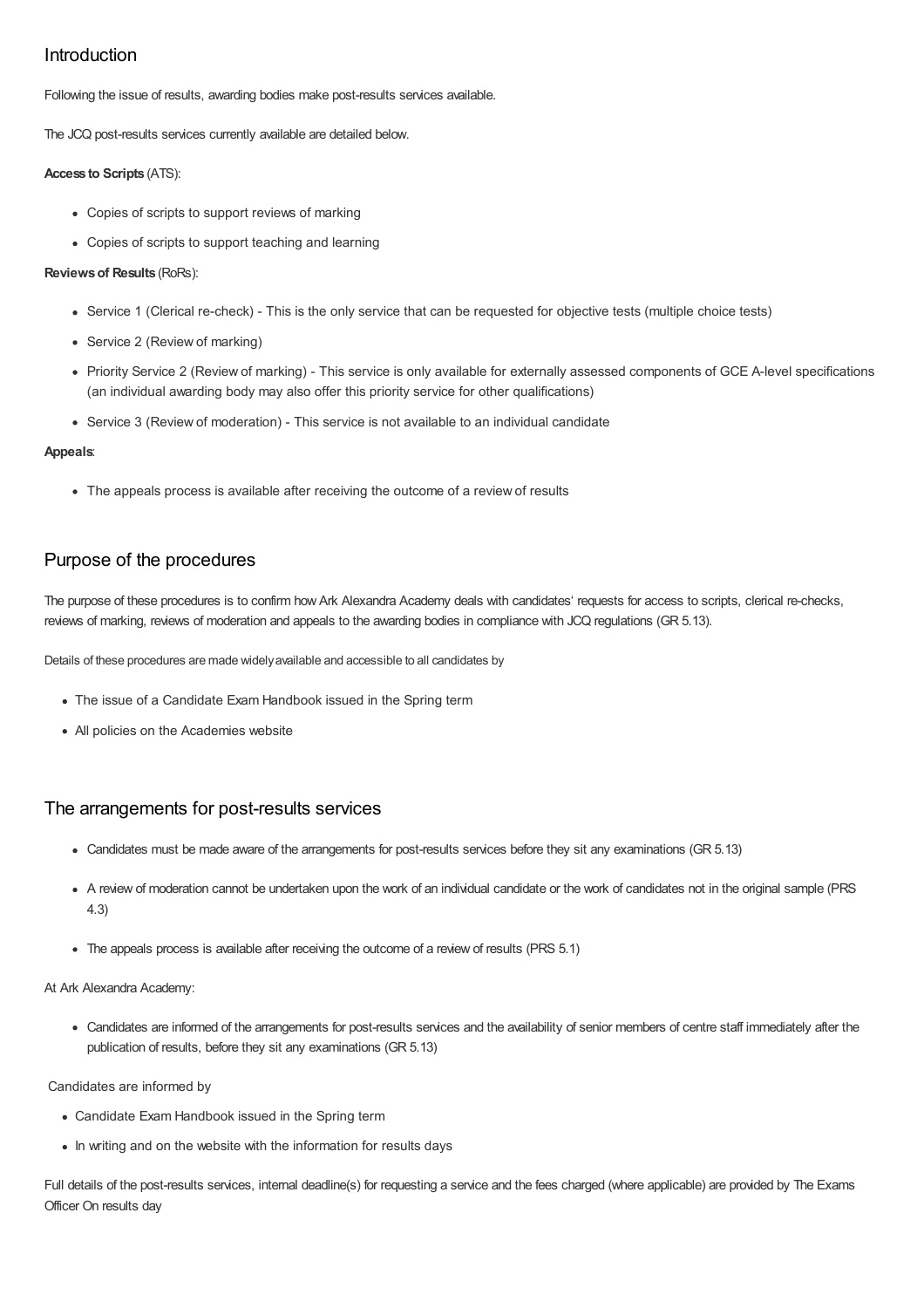## Introduction

Following the issue of results, awarding bodies make post-results services available.

The JCQ post-results services currently available are detailed below.

**Access to Scripts** (ATS):

- Copies of scripts to support reviews of marking
- Copies of scripts to support teaching and learning

**Reviews of Results** (RoRs):

- Service 1 (Clerical re-check) - This is the only service that can be requested for objective tests (multiple choice tests)
- Service 2 (Review of marking)
- Priority Service 2 (Review of marking) - This service is only available for externally assessed components of GCE A-level specifications (an individual awarding body may also offer this priority service for other qualifications)
- Service 3 (Review of moderation) - This service is not available to an individual candidate

**Appeals**:

- The appeals process is available after receiving the outcome of a review of results

## Purpose of the procedures

The purpose of these procedures is to confirm how Ark Alexandra Academy deals with candidates' requests for access to scripts, clerical re-checks, reviews of marking, reviews of moderation and appeals to the awarding bodies in compliance with JCQ regulations (GR 5.13).

Details of these procedures are made widely available and accessible to all candidates by

- The issue of a Candidate Exam Handbook issued in the Spring term
- All policies on the Academies website

## The arrangements for post-results services

- Candidates must be made aware of the arrangements for post-results services before they sit any examinations (GR 5.13)
- A review of moderation cannot be undertaken upon the work of an individual candidate or the work of candidates not in the original sample (PRS 4.3)
- The appeals process is available after receiving the outcome of a review of results (PRS 5.1)

At Ark Alexandra Academy:

- Candidates are informed of the arrangements for post-results services and the availability of senior members of centre staff immediately after the publication of results, before they sit any examinations (GR 5.13)

Candidates are informed by

- Candidate Exam Handbook issued in the Spring term
- In writing and on the website with the information for results days

Full details of the post-results services, internal deadline(s) for requesting a service and the fees charged (where applicable) are provided by The Exams Officer On results day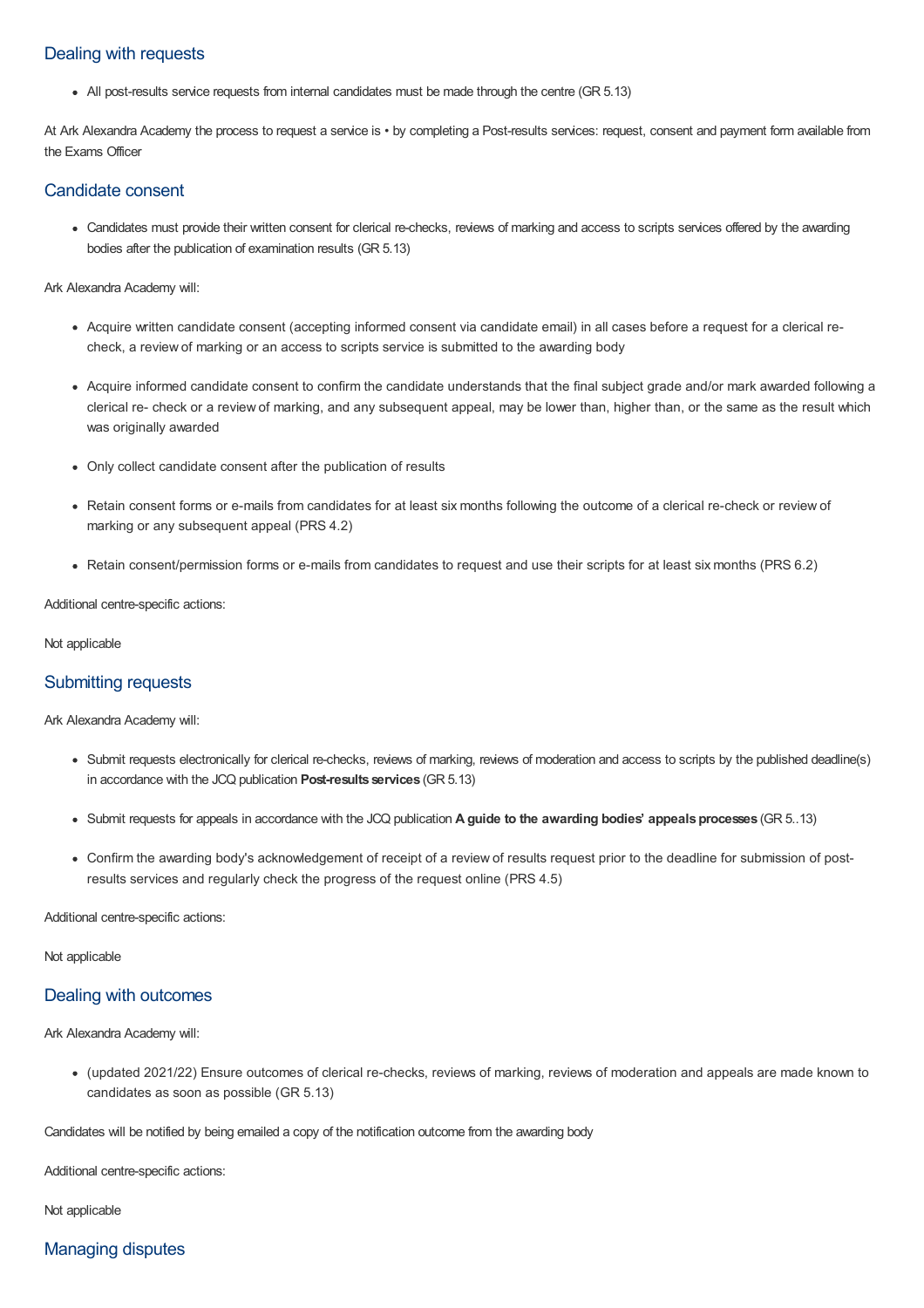## Dealing with requests

- All post-results service requests from internal candidates must be made through the centre (GR 5.13)

At Ark Alexandra Academy the process to request a service is • by completing a Post-results services: request, consent and payment form available from the Exams Officer

## Candidate consent

- Candidates must provide their written consent for clerical re-checks, reviews of marking and access to scripts services offered by the awarding bodies after the publication of examination results (GR 5.13)

Ark Alexandra Academy will:

- Acquire written candidate consent (accepting informed consent via candidate email) in all cases before a request for a clerical re-check, a review of marking or an access to scripts service is submitted to the awarding body
- Acquire informed candidate consent to confirm the candidate understands that the final subject grade and/or mark awarded following a clerical re- check or a review of marking, and any subsequent appeal, may be lower than, higher than, or the same as the result which was originally awarded
- Only collect candidate consent after the publication of results
- Retain consent forms or e-mails from candidates for at least six months following the outcome of a clerical re-check or review of marking or any subsequent appeal (PRS 4.2)
- Retain consent/permission forms or e-mails from candidates to request and use their scripts for at least six months (PRS 6.2)

Additional centre-specific actions:

Not applicable

## Submitting requests

Ark Alexandra Academy will:

- Submit requests electronically for clerical re-checks, reviews of marking, reviews of moderation and access to scripts by the published deadline(s) in accordance with the JCQ publication **Post-results services** (GR 5.13)
- Submit requests for appeals in accordance with the JCQ publication **A guide to the awarding bodies' appeals processes** (GR 5..13)
- Confirm the awarding body's acknowledgement of receipt of a review of results request prior to the deadline for submission of post-results services and regularly check the progress of the request online (PRS 4.5)

Additional centre-specific actions:

Not applicable

## Dealing with outcomes

Ark Alexandra Academy will:

- (updated 2021/22) Ensure outcomes of clerical re-checks, reviews of marking, reviews of moderation and appeals are made known to candidates as soon as possible (GR 5.13)

Candidates will be notified by being emailed a copy of the notification outcome from the awarding body

Additional centre-specific actions:

Not applicable

## Managing disputes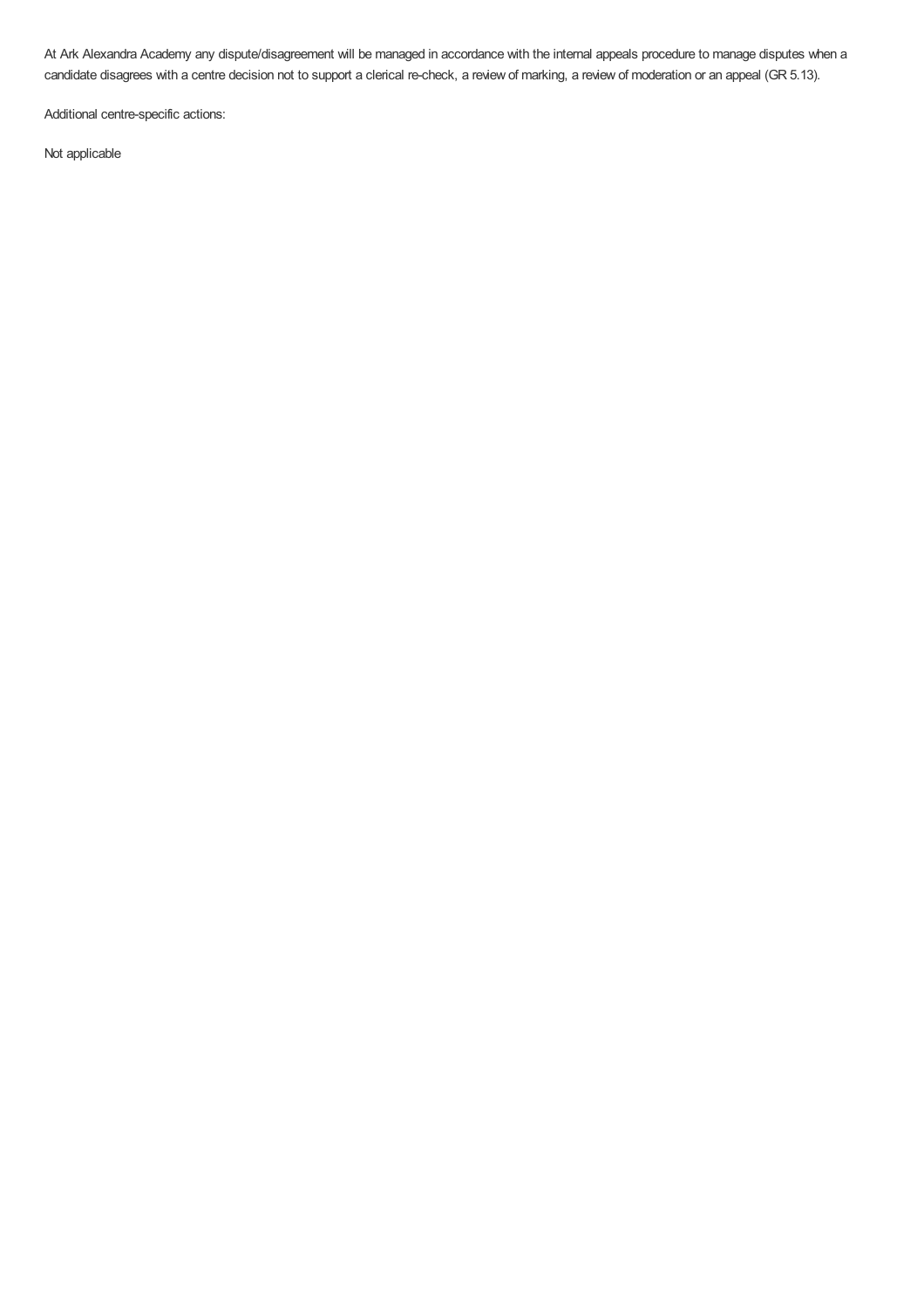At Ark Alexandra Academy any dispute/disagreement will be managed in accordance with the internal appeals procedure to manage disputes when a candidate disagrees with a centre decision not to support a clerical re-check, a review of marking, a review of moderation or an appeal (GR 5.13).

Additional centre-specific actions:

Not applicable